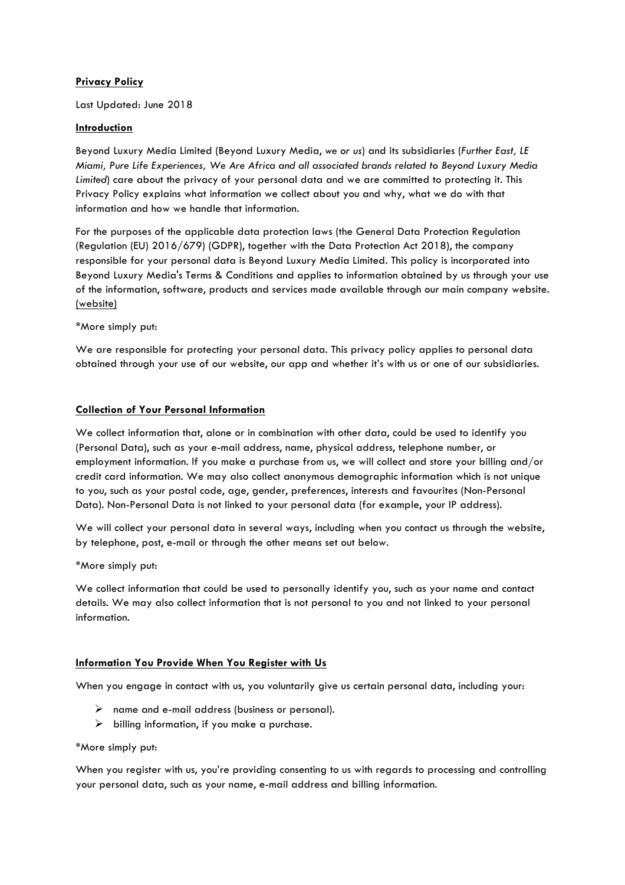**Privacy Policy**

Last Updated: June 2018

**Introduction**

Beyond Luxury Media Limited (Beyond Luxury Media, *we or us*) and its subsidiaries (*Further East, LE Miami, Pure Life Experiences, We Are Africa and all associated brands related to Beyond Luxury Media Limited*) care about the privacy of your personal data and we are committed to protecting it. This Privacy Policy explains what information we collect about you and why, what we do with that information and how we handle that information.

For the purposes of the applicable data protection laws (the General Data Protection Regulation (Regulation (EU) 2016/679) (GDPR), together with the Data Protection Act 2018), the company responsible for your personal data is Beyond Luxury Media Limited. This policy is incorporated into Beyond Luxury Media's Terms & Conditions and applies to information obtained by us through your use of the information, software, products and services made available through our main company website. (website)

*More simply put:

We are responsible for protecting your personal data. This privacy policy applies to personal data obtained through your use of our website, our app and whether it's with us or one of our subsidiaries.

**Collection of Your Personal Information**

We collect information that, alone or in combination with other data, could be used to identify you (Personal Data), such as your e-mail address, name, physical address, telephone number, or employment information. If you make a purchase from us, we will collect and store your billing and/or credit card information. We may also collect anonymous demographic information which is not unique to you, such as your postal code, age, gender, preferences, interests and favourites (Non-Personal Data). Non-Personal Data is not linked to your personal data (for example, your IP address).

We will collect your personal data in several ways, including when you contact us through the website, by telephone, post, e-mail or through the other means set out below.

*More simply put:

We collect information that could be used to personally identify you, such as your name and contact details. We may also collect information that is not personal to you and not linked to your personal information.

**Information You Provide When You Register with Us**

When you engage in contact with us, you voluntarily give us certain personal data, including your:

- name and e-mail address (business or personal).
- billing information, if you make a purchase.

*More simply put:

When you register with us, you're providing consenting to us with regards to processing and controlling your personal data, such as your name, e-mail address and billing information.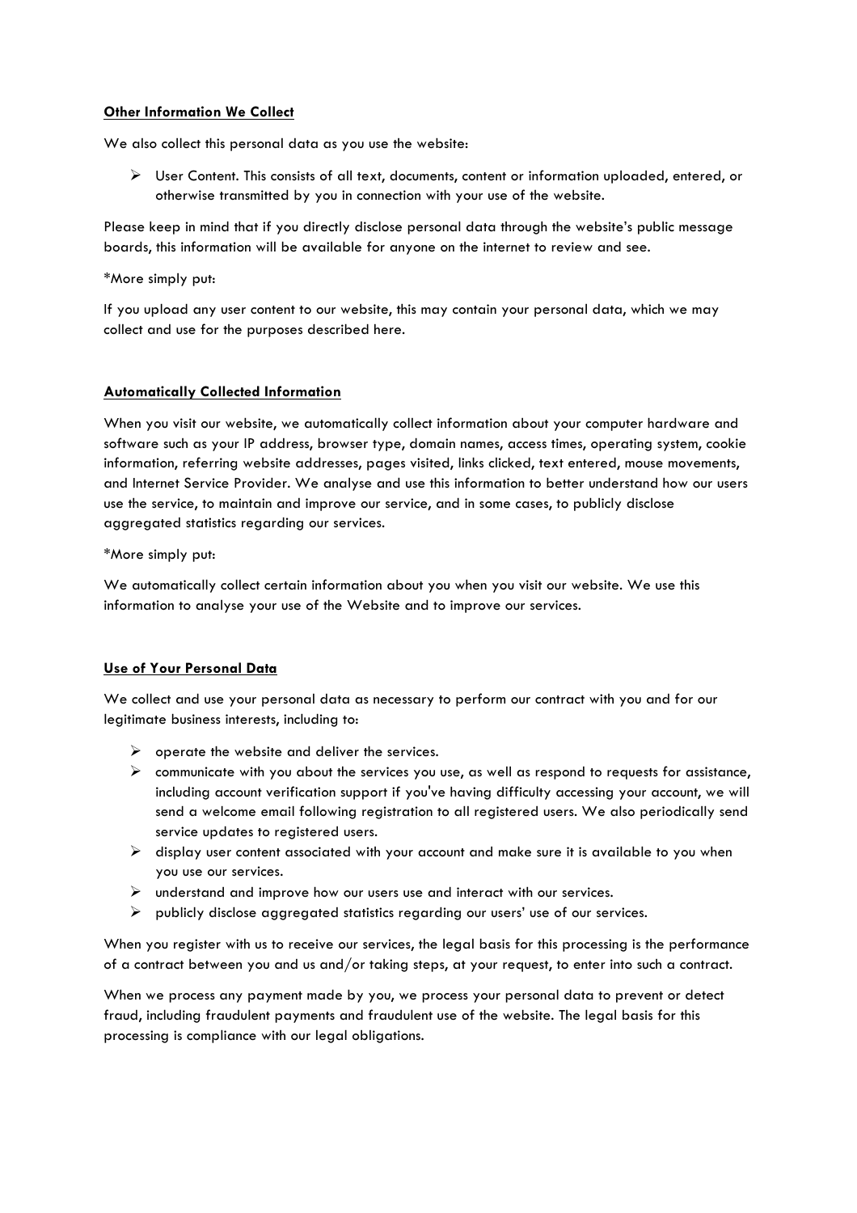**Other Information We Collect**

We also collect this personal data as you use the website:

- User Content. This consists of all text, documents, content or information uploaded, entered, or otherwise transmitted by you in connection with your use of the website.

Please keep in mind that if you directly disclose personal data through the website's public message boards, this information will be available for anyone on the internet to review and see.

*More simply put:

If you upload any user content to our website, this may contain your personal data, which we may collect and use for the purposes described here.

**Automatically Collected Information**

When you visit our website, we automatically collect information about your computer hardware and software such as your IP address, browser type, domain names, access times, operating system, cookie information, referring website addresses, pages visited, links clicked, text entered, mouse movements, and Internet Service Provider. We analyse and use this information to better understand how our users use the service, to maintain and improve our service, and in some cases, to publicly disclose aggregated statistics regarding our services.

*More simply put:

We automatically collect certain information about you when you visit our website. We use this information to analyse your use of the Website and to improve our services.

**Use of Your Personal Data**

We collect and use your personal data as necessary to perform our contract with you and for our legitimate business interests, including to:

- operate the website and deliver the services.
- communicate with you about the services you use, as well as respond to requests for assistance, including account verification support if you've having difficulty accessing your account, we will send a welcome email following registration to all registered users. We also periodically send service updates to registered users.
- display user content associated with your account and make sure it is available to you when you use our services.
- understand and improve how our users use and interact with our services.
- publicly disclose aggregated statistics regarding our users' use of our services.

When you register with us to receive our services, the legal basis for this processing is the performance of a contract between you and us and/or taking steps, at your request, to enter into such a contract.

When we process any payment made by you, we process your personal data to prevent or detect fraud, including fraudulent payments and fraudulent use of the website. The legal basis for this processing is compliance with our legal obligations.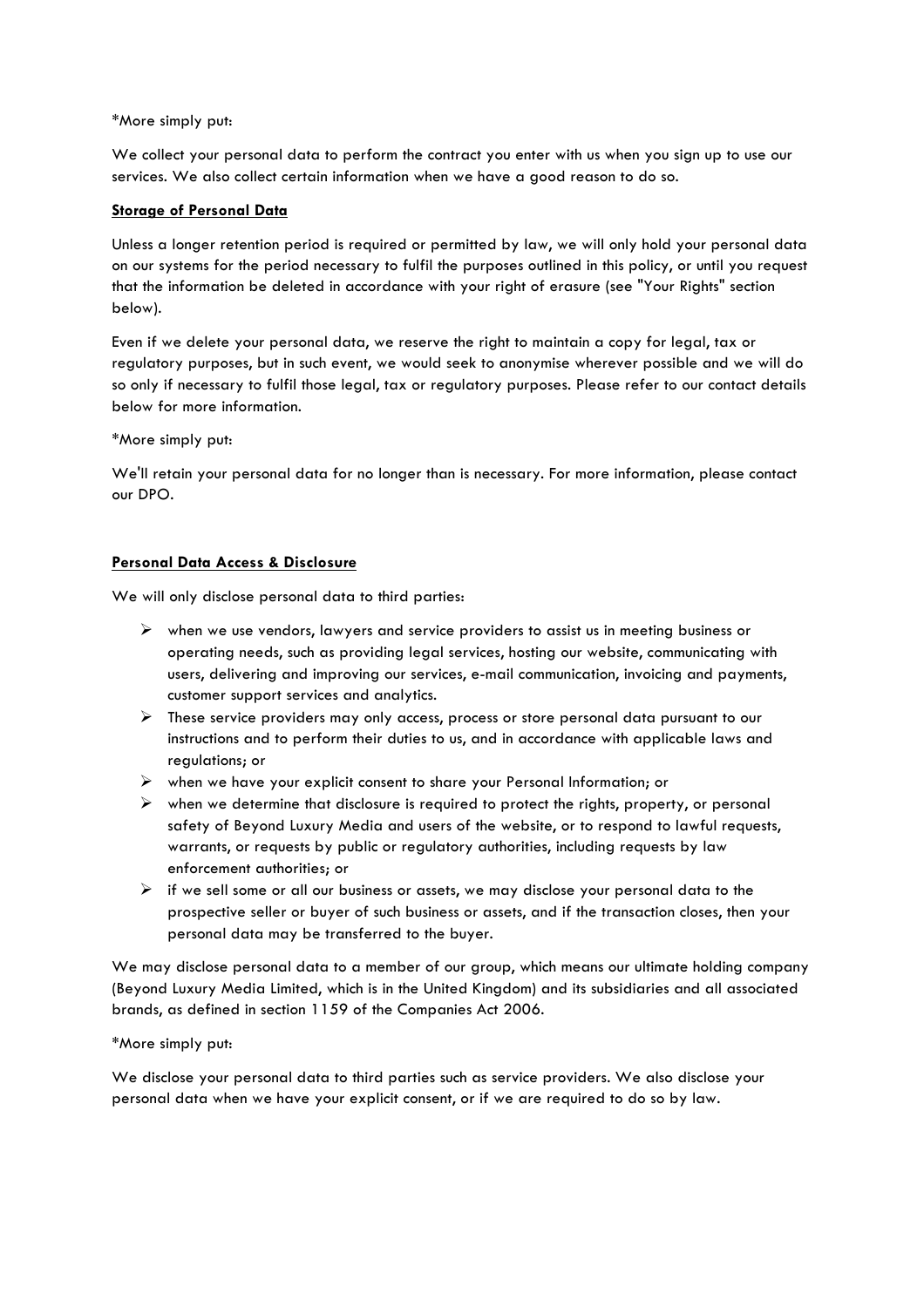*More simply put:

We collect your personal data to perform the contract you enter with us when you sign up to use our services. We also collect certain information when we have a good reason to do so.

**Storage of Personal Data**

Unless a longer retention period is required or permitted by law, we will only hold your personal data on our systems for the period necessary to fulfil the purposes outlined in this policy, or until you request that the information be deleted in accordance with your right of erasure (see "Your Rights" section below).

Even if we delete your personal data, we reserve the right to maintain a copy for legal, tax or regulatory purposes, but in such event, we would seek to anonymise wherever possible and we will do so only if necessary to fulfil those legal, tax or regulatory purposes. Please refer to our contact details below for more information.

*More simply put:

We'll retain your personal data for no longer than is necessary. For more information, please contact our DPO.

**Personal Data Access & Disclosure**

We will only disclose personal data to third parties:

- when we use vendors, lawyers and service providers to assist us in meeting business or operating needs, such as providing legal services, hosting our website, communicating with users, delivering and improving our services, e-mail communication, invoicing and payments, customer support services and analytics.
- These service providers may only access, process or store personal data pursuant to our instructions and to perform their duties to us, and in accordance with applicable laws and regulations; or
- when we have your explicit consent to share your Personal Information; or
- when we determine that disclosure is required to protect the rights, property, or personal safety of Beyond Luxury Media and users of the website, or to respond to lawful requests, warrants, or requests by public or regulatory authorities, including requests by law enforcement authorities; or
- if we sell some or all our business or assets, we may disclose your personal data to the prospective seller or buyer of such business or assets, and if the transaction closes, then your personal data may be transferred to the buyer.

We may disclose personal data to a member of our group, which means our ultimate holding company (Beyond Luxury Media Limited, which is in the United Kingdom) and its subsidiaries and all associated brands, as defined in section 1159 of the Companies Act 2006.

*More simply put:

We disclose your personal data to third parties such as service providers. We also disclose your personal data when we have your explicit consent, or if we are required to do so by law.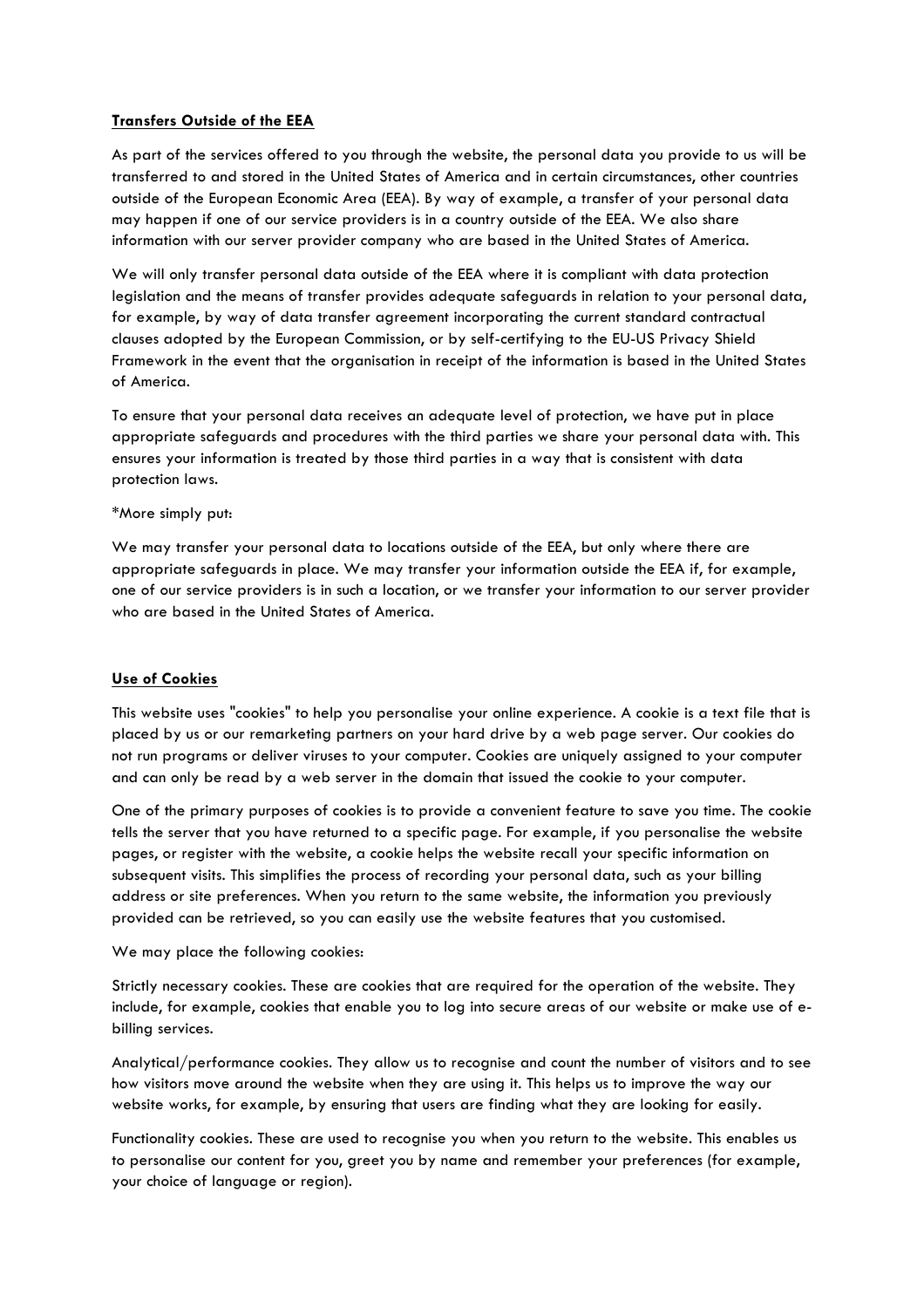**Transfers Outside of the EEA**

As part of the services offered to you through the website, the personal data you provide to us will be transferred to and stored in the United States of America and in certain circumstances, other countries outside of the European Economic Area (EEA). By way of example, a transfer of your personal data may happen if one of our service providers is in a country outside of the EEA. We also share information with our server provider company who are based in the United States of America.

We will only transfer personal data outside of the EEA where it is compliant with data protection legislation and the means of transfer provides adequate safeguards in relation to your personal data, for example, by way of data transfer agreement incorporating the current standard contractual clauses adopted by the European Commission, or by self-certifying to the EU-US Privacy Shield Framework in the event that the organisation in receipt of the information is based in the United States of America.

To ensure that your personal data receives an adequate level of protection, we have put in place appropriate safeguards and procedures with the third parties we share your personal data with. This ensures your information is treated by those third parties in a way that is consistent with data protection laws.

*More simply put:

We may transfer your personal data to locations outside of the EEA, but only where there are appropriate safeguards in place. We may transfer your information outside the EEA if, for example, one of our service providers is in such a location, or we transfer your information to our server provider who are based in the United States of America.

**Use of Cookies**

This website uses "cookies" to help you personalise your online experience. A cookie is a text file that is placed by us or our remarketing partners on your hard drive by a web page server. Our cookies do not run programs or deliver viruses to your computer. Cookies are uniquely assigned to your computer and can only be read by a web server in the domain that issued the cookie to your computer.

One of the primary purposes of cookies is to provide a convenient feature to save you time. The cookie tells the server that you have returned to a specific page. For example, if you personalise the website pages, or register with the website, a cookie helps the website recall your specific information on subsequent visits. This simplifies the process of recording your personal data, such as your billing address or site preferences. When you return to the same website, the information you previously provided can be retrieved, so you can easily use the website features that you customised.

We may place the following cookies:

Strictly necessary cookies. These are cookies that are required for the operation of the website. They include, for example, cookies that enable you to log into secure areas of our website or make use of e-billing services.

Analytical/performance cookies. They allow us to recognise and count the number of visitors and to see how visitors move around the website when they are using it. This helps us to improve the way our website works, for example, by ensuring that users are finding what they are looking for easily.

Functionality cookies. These are used to recognise you when you return to the website. This enables us to personalise our content for you, greet you by name and remember your preferences (for example, your choice of language or region).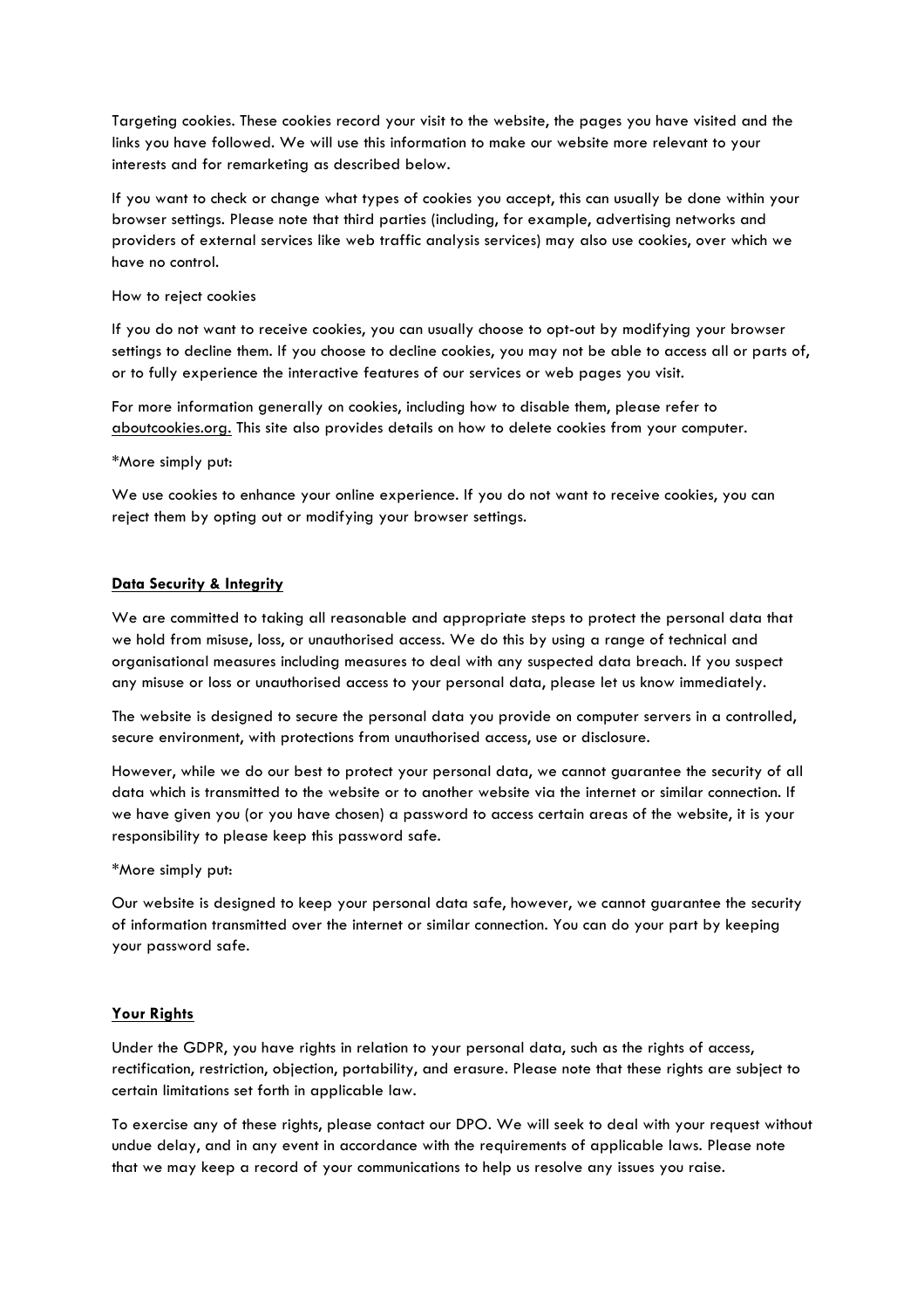Targeting cookies. These cookies record your visit to the website, the pages you have visited and the links you have followed. We will use this information to make our website more relevant to your interests and for remarketing as described below.

If you want to check or change what types of cookies you accept, this can usually be done within your browser settings. Please note that third parties (including, for example, advertising networks and providers of external services like web traffic analysis services) may also use cookies, over which we have no control.

How to reject cookies

If you do not want to receive cookies, you can usually choose to opt-out by modifying your browser settings to decline them. If you choose to decline cookies, you may not be able to access all or parts of, or to fully experience the interactive features of our services or web pages you visit.

For more information generally on cookies, including how to disable them, please refer to aboutcookies.org. This site also provides details on how to delete cookies from your computer.

*More simply put:

We use cookies to enhance your online experience. If you do not want to receive cookies, you can reject them by opting out or modifying your browser settings.

**Data Security & Integrity**

We are committed to taking all reasonable and appropriate steps to protect the personal data that we hold from misuse, loss, or unauthorised access. We do this by using a range of technical and organisational measures including measures to deal with any suspected data breach. If you suspect any misuse or loss or unauthorised access to your personal data, please let us know immediately.

The website is designed to secure the personal data you provide on computer servers in a controlled, secure environment, with protections from unauthorised access, use or disclosure.

However, while we do our best to protect your personal data, we cannot guarantee the security of all data which is transmitted to the website or to another website via the internet or similar connection. If we have given you (or you have chosen) a password to access certain areas of the website, it is your responsibility to please keep this password safe.

*More simply put:

Our website is designed to keep your personal data safe, however, we cannot guarantee the security of information transmitted over the internet or similar connection. You can do your part by keeping your password safe.

**Your Rights**

Under the GDPR, you have rights in relation to your personal data, such as the rights of access, rectification, restriction, objection, portability, and erasure. Please note that these rights are subject to certain limitations set forth in applicable law.

To exercise any of these rights, please contact our DPO. We will seek to deal with your request without undue delay, and in any event in accordance with the requirements of applicable laws. Please note that we may keep a record of your communications to help us resolve any issues you raise.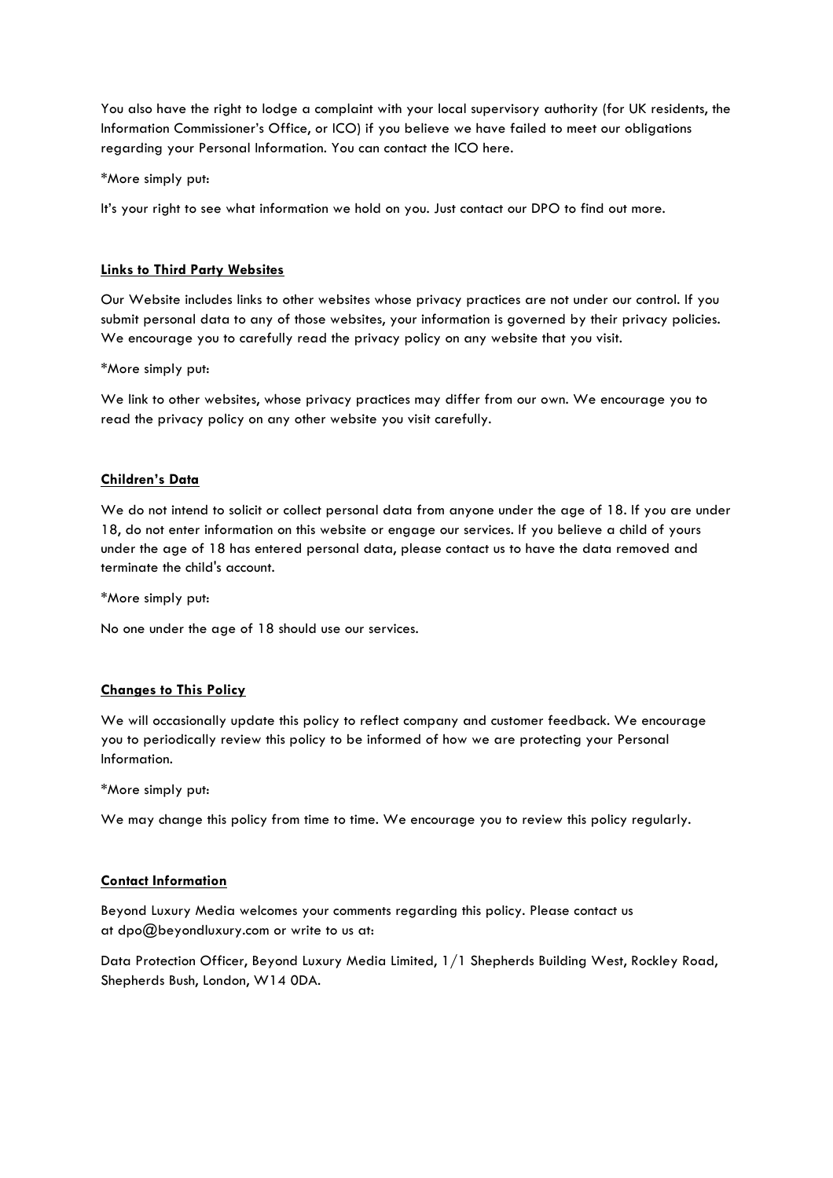You also have the right to lodge a complaint with your local supervisory authority (for UK residents, the Information Commissioner's Office, or ICO) if you believe we have failed to meet our obligations regarding your Personal Information. You can contact the ICO here.

*More simply put:

It's your right to see what information we hold on you. Just contact our DPO to find out more.

## **Links to Third Party Websites**

Our Website includes links to other websites whose privacy practices are not under our control. If you submit personal data to any of those websites, your information is governed by their privacy policies. We encourage you to carefully read the privacy policy on any website that you visit.

*More simply put:

We link to other websites, whose privacy practices may differ from our own. We encourage you to read the privacy policy on any other website you visit carefully.

## **Children's Data**

We do not intend to solicit or collect personal data from anyone under the age of 18. If you are under 18, do not enter information on this website or engage our services. If you believe a child of yours under the age of 18 has entered personal data, please contact us to have the data removed and terminate the child's account.

*More simply put:

No one under the age of 18 should use our services.

## **Changes to This Policy**

We will occasionally update this policy to reflect company and customer feedback. We encourage you to periodically review this policy to be informed of how we are protecting your Personal Information.

*More simply put:

We may change this policy from time to time. We encourage you to review this policy regularly.

## **Contact Information**

Beyond Luxury Media welcomes your comments regarding this policy. Please contact us at dpo@beyondluxury.com or write to us at:

Data Protection Officer, Beyond Luxury Media Limited, 1/1 Shepherds Building West, Rockley Road, Shepherds Bush, London, W14 0DA.